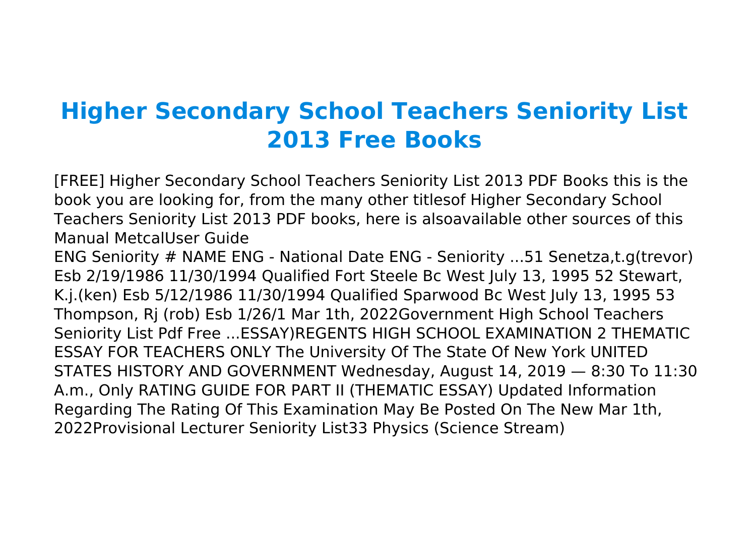# Higher Secondary School Teachers Seniority List 2013 Free Books

[FREE] Higher Secondary School Teachers Seniority List 2013 PDF Books this is the book you are looking for, from the many other titlesof Higher Secondary School Teachers Seniority List 2013 PDF books, here is alsoavailable other sources of this Manual MetcalUser Guide

ENG Seniority # NAME ENG - National Date ENG - Seniority ...51 Senetza,t.g(trevor) Esb 2/19/1986 11/30/1994 Qualified Fort Steele Bc West July 13, 1995 52 Stewart, K.j.(ken) Esb 5/12/1986 11/30/1994 Qualified Sparwood Bc West July 13, 1995 53 Thompson, Rj (rob) Esb 1/26/1 Mar 1th, 2022Government High School Teachers Seniority List Pdf Free ...ESSAY)REGENTS HIGH SCHOOL EXAMINATION 2 THEMATIC ESSAY FOR TEACHERS ONLY The University Of The State Of New York UNITED STATES HISTORY AND GOVERNMENT Wednesday, August 14, 2019 — 8:30 To 11:30 A.m., Only RATING GUIDE FOR PART II (THEMATIC ESSAY) Updated Information Regarding The Rating Of This Examination May Be Posted On The New Mar 1th, 2022Provisional Lecturer Seniority List33 Physics (Science Stream)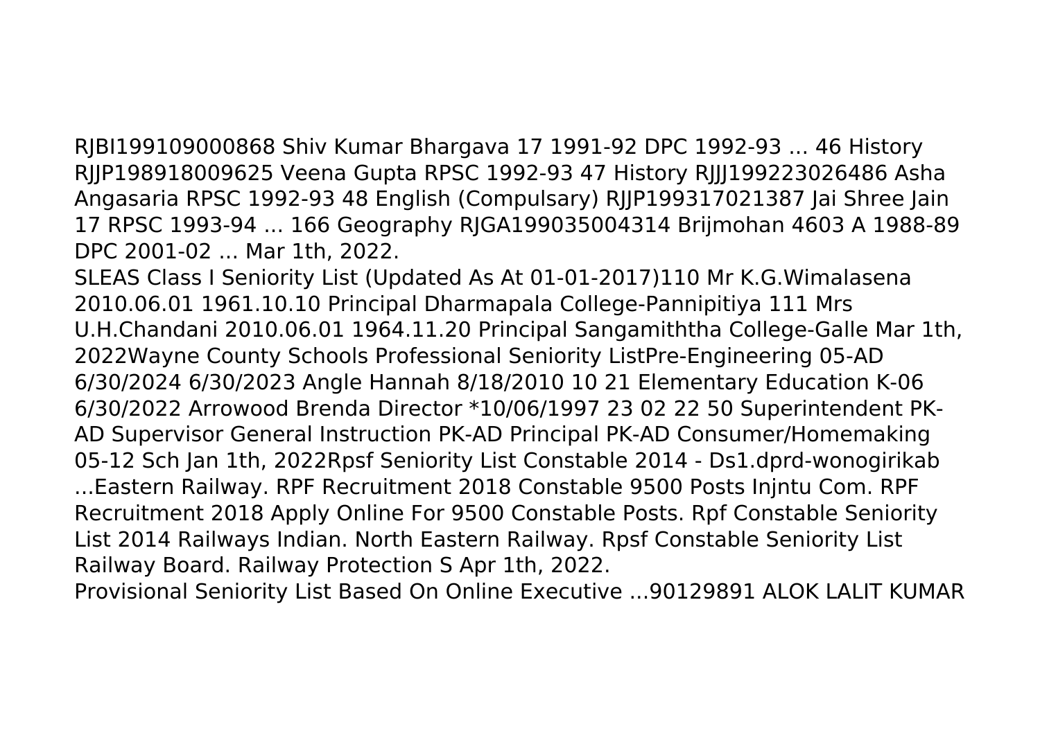RJBI199109000868 Shiv Kumar Bhargava 17 1991-92 DPC 1992-93 ... 46 History RJJP198918009625 Veena Gupta RPSC 1992-93 47 History RJJJ199223026486 Asha Angasaria RPSC 1992-93 48 English (Compulsary) RJJP199317021387 Jai Shree Jain 17 RPSC 1993-94 ... 166 Geography RJGA199035004314 Brijmohan 4603 A 1988-89 DPC 2001-02 ... Mar 1th, 2022.

SLEAS Class I Seniority List (Updated As At 01-01-2017)110 Mr K.G.Wimalasena 2010.06.01 1961.10.10 Principal Dharmapala College-Pannipitiya 111 Mrs U.H.Chandani 2010.06.01 1964.11.20 Principal Sangamiththa College-Galle Mar 1th, 2022Wayne County Schools Professional Seniority ListPre-Engineering 05-AD 6/30/2024 6/30/2023 Angle Hannah 8/18/2010 10 21 Elementary Education K-06 6/30/2022 Arrowood Brenda Director *10/06/1997 23 02 22 50 Superintendent PK-AD Supervisor General Instruction PK-AD Principal PK-AD Consumer/Homemaking 05-12 Sch Jan 1th, 2022Rpsf Seniority List Constable 2014 - Ds1.dprd-wonogirikab ...Eastern Railway. RPF Recruitment 2018 Constable 9500 Posts Injntu Com. RPF Recruitment 2018 Apply Online For 9500 Constable Posts. Rpf Constable Seniority List 2014 Railways Indian. North Eastern Railway. Rpsf Constable Seniority List Railway Board. Railway Protection S Apr 1th, 2022.

Provisional Seniority List Based On Online Executive ...90129891 ALOK LALIT KUMAR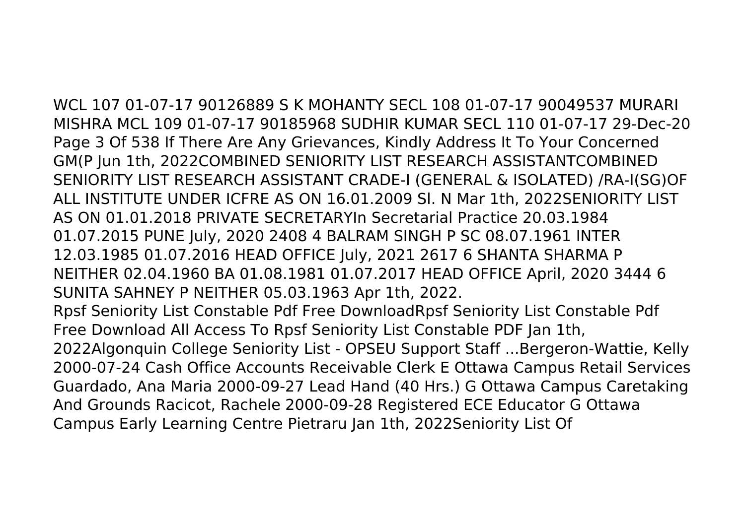WCL 107 01-07-17 90126889 S K MOHANTY SECL 108 01-07-17 90049537 MURARI MISHRA MCL 109 01-07-17 90185968 SUDHIR KUMAR SECL 110 01-07-17 29-Dec-20 Page 3 Of 538 If There Are Any Grievances, Kindly Address It To Your Concerned GM(P Jun 1th, 2022COMBINED SENIORITY LIST RESEARCH ASSISTANTCOMBINED SENIORITY LIST RESEARCH ASSISTANT CRADE-I (GENERAL & ISOLATED) /RA-I(SG)OF ALL INSTITUTE UNDER ICFRE AS ON 16.01.2009 Sl. N Mar 1th, 2022SENIORITY LIST AS ON 01.01.2018 PRIVATE SECRETARYIn Secretarial Practice 20.03.1984 01.07.2015 PUNE July, 2020 2408 4 BALRAM SINGH P SC 08.07.1961 INTER 12.03.1985 01.07.2016 HEAD OFFICE July, 2021 2617 6 SHANTA SHARMA P NEITHER 02.04.1960 BA 01.08.1981 01.07.2017 HEAD OFFICE April, 2020 3444 6 SUNITA SAHNEY P NEITHER 05.03.1963 Apr 1th, 2022.

Rpsf Seniority List Constable Pdf Free DownloadRpsf Seniority List Constable Pdf Free Download All Access To Rpsf Seniority List Constable PDF Jan 1th, 2022Algonquin College Seniority List - OPSEU Support Staff ...Bergeron-Wattie, Kelly 2000-07-24 Cash Office Accounts Receivable Clerk E Ottawa Campus Retail Services Guardado, Ana Maria 2000-09-27 Lead Hand (40 Hrs.) G Ottawa Campus Caretaking And Grounds Racicot, Rachele 2000-09-28 Registered ECE Educator G Ottawa Campus Early Learning Centre Pietraru Jan 1th, 2022Seniority List Of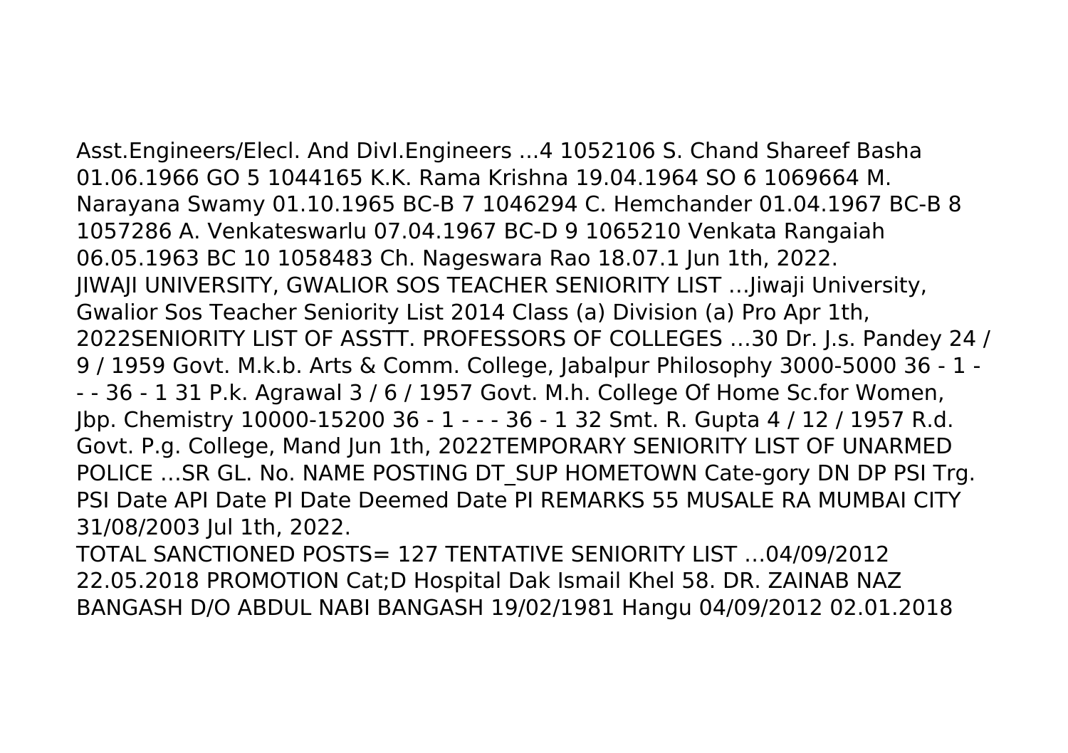Asst.Engineers/Elecl. And Divl.Engineers ...4 1052106 S. Chand Shareef Basha 01.06.1966 GO 5 1044165 K.K. Rama Krishna 19.04.1964 SO 6 1069664 M. Narayana Swamy 01.10.1965 BC-B 7 1046294 C. Hemchander 01.04.1967 BC-B 8 1057286 A. Venkateswarlu 07.04.1967 BC-D 9 1065210 Venkata Rangaiah 06.05.1963 BC 10 1058483 Ch. Nageswara Rao 18.07.1 Jun 1th, 2022.
JIWAJI UNIVERSITY, GWALIOR SOS TEACHER SENIORITY LIST …Jiwaji University, Gwalior Sos Teacher Seniority List 2014 Class (a) Division (a) Pro Apr 1th, 2022SENIORITY LIST OF ASSTT. PROFESSORS OF COLLEGES …30 Dr. J.s. Pandey 24 / 9 / 1959 Govt. M.k.b. Arts & Comm. College, Jabalpur Philosophy 3000-5000 36 - 1 - - - 36 - 1 31 P.k. Agrawal 3 / 6 / 1957 Govt. M.h. College Of Home Sc.for Women, Jbp. Chemistry 10000-15200 36 - 1 - - - 36 - 1 32 Smt. R. Gupta 4 / 12 / 1957 R.d. Govt. P.g. College, Mand Jun 1th, 2022TEMPORARY SENIORITY LIST OF UNARMED POLICE …SR GL. No. NAME POSTING DT_SUP HOMETOWN Cate-gory DN DP PSI Trg. PSI Date API Date PI Date Deemed Date PI REMARKS 55 MUSALE RA MUMBAI CITY 31/08/2003 Jul 1th, 2022.
TOTAL SANCTIONED POSTS= 127 TENTATIVE SENIORITY LIST …04/09/2012 22.05.2018 PROMOTION Cat;D Hospital Dak Ismail Khel 58. DR. ZAINAB NAZ BANGASH D/O ABDUL NABI BANGASH 19/02/1981 Hangu 04/09/2012 02.01.2018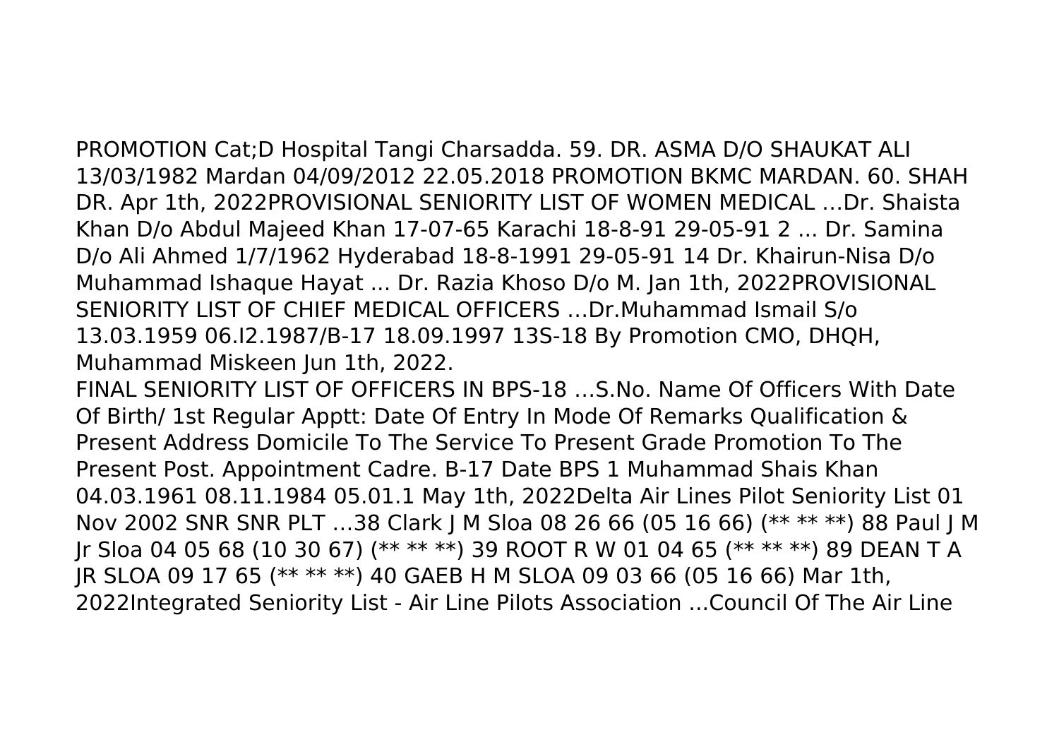PROMOTION Cat;D Hospital Tangi Charsadda. 59. DR. ASMA D/O SHAUKAT ALI 13/03/1982 Mardan 04/09/2012 22.05.2018 PROMOTION BKMC MARDAN. 60. SHAH DR. Apr 1th, 2022PROVISIONAL SENIORITY LIST OF WOMEN MEDICAL …Dr. Shaista Khan D/o Abdul Majeed Khan 17-07-65 Karachi 18-8-91 29-05-91 2 ... Dr. Samina D/o Ali Ahmed 1/7/1962 Hyderabad 18-8-1991 29-05-91 14 Dr. Khairun-Nisa D/o Muhammad Ishaque Hayat ... Dr. Razia Khoso D/o M. Jan 1th, 2022PROVISIONAL SENIORITY LIST OF CHIEF MEDICAL OFFICERS …Dr.Muhammad Ismail S/o 13.03.1959 06.I2.1987/B-17 18.09.1997 13S-18 By Promotion CMO, DHQH, Muhammad Miskeen Jun 1th, 2022.

FINAL SENIORITY LIST OF OFFICERS IN BPS-18 …S.No. Name Of Officers With Date Of Birth/ 1st Regular Apptt: Date Of Entry In Mode Of Remarks Qualification & Present Address Domicile To The Service To Present Grade Promotion To The Present Post. Appointment Cadre. B-17 Date BPS 1 Muhammad Shais Khan 04.03.1961 08.11.1984 05.01.1 May 1th, 2022Delta Air Lines Pilot Seniority List 01 Nov 2002 SNR SNR PLT …38 Clark J M Sloa 08 26 66 (05 16 66) (** ** **) 88 Paul J M Jr Sloa 04 05 68 (10 30 67) (** ** **) 39 ROOT R W 01 04 65 (** ** **) 89 DEAN T A JR SLOA 09 17 65 (** ** **) 40 GAEB H M SLOA 09 03 66 (05 16 66) Mar 1th, 2022Integrated Seniority List - Air Line Pilots Association ...Council Of The Air Line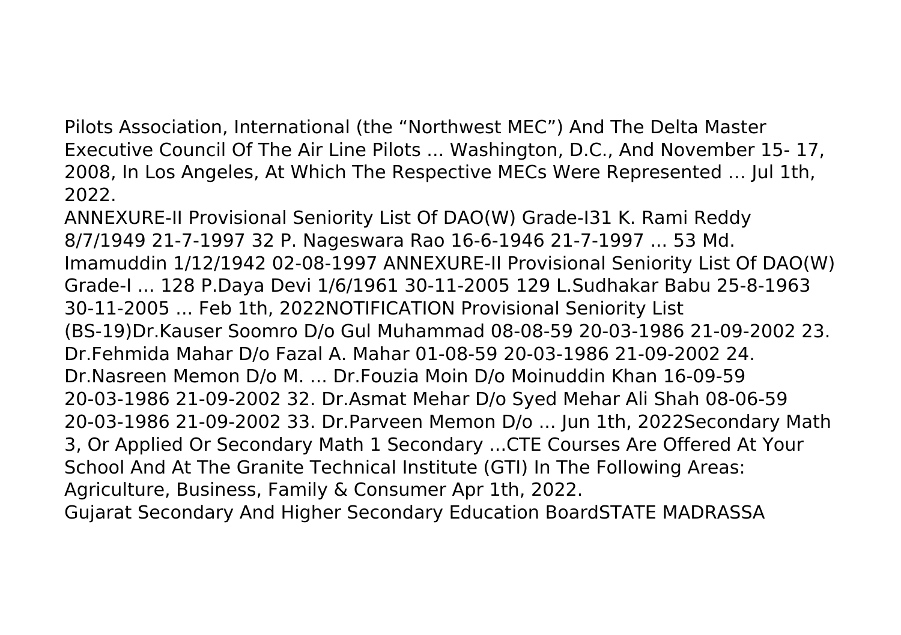Pilots Association, International (the "Northwest MEC") And The Delta Master Executive Council Of The Air Line Pilots ... Washington, D.C., And November 15- 17, 2008, In Los Angeles, At Which The Respective MECs Were Represented … Jul 1th, 2022.

ANNEXURE-II Provisional Seniority List Of DAO(W) Grade-I31 K. Rami Reddy 8/7/1949 21-7-1997 32 P. Nageswara Rao 16-6-1946 21-7-1997 ... 53 Md. Imamuddin 1/12/1942 02-08-1997 ANNEXURE-II Provisional Seniority List Of DAO(W) Grade-I ... 128 P.Daya Devi 1/6/1961 30-11-2005 129 L.Sudhakar Babu 25-8-1963 30-11-2005 ... Feb 1th, 2022NOTIFICATION Provisional Seniority List (BS-19)Dr.Kauser Soomro D/o Gul Muhammad 08-08-59 20-03-1986 21-09-2002 23. Dr.Fehmida Mahar D/o Fazal A. Mahar 01-08-59 20-03-1986 21-09-2002 24. Dr.Nasreen Memon D/o M. ... Dr.Fouzia Moin D/o Moinuddin Khan 16-09-59 20-03-1986 21-09-2002 32. Dr.Asmat Mehar D/o Syed Mehar Ali Shah 08-06-59 20-03-1986 21-09-2002 33. Dr.Parveen Memon D/o ... Jun 1th, 2022Secondary Math 3, Or Applied Or Secondary Math 1 Secondary ...CTE Courses Are Offered At Your School And At The Granite Technical Institute (GTI) In The Following Areas: Agriculture, Business, Family & Consumer Apr 1th, 2022.

Gujarat Secondary And Higher Secondary Education BoardSTATE MADRASSA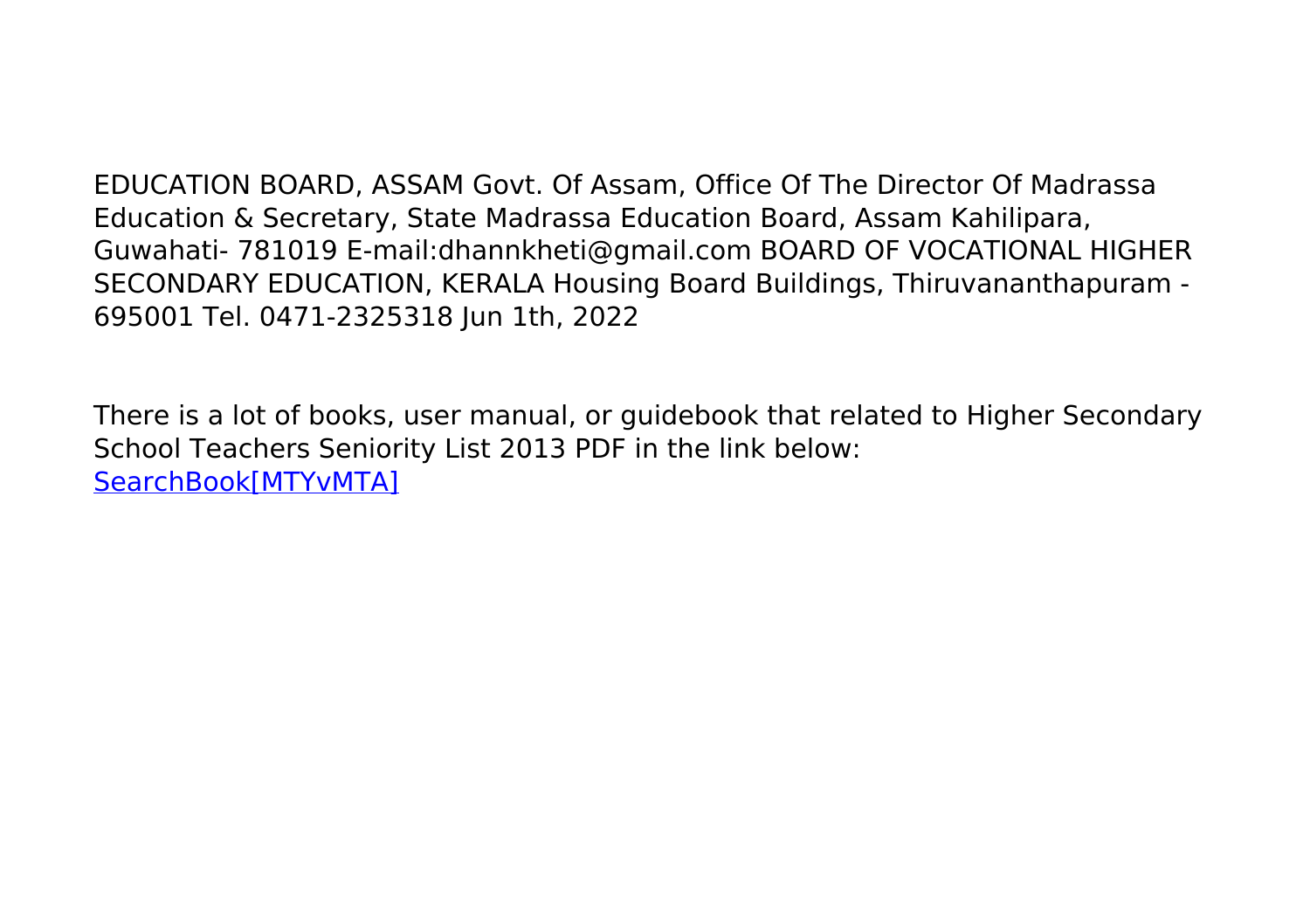EDUCATION BOARD, ASSAM Govt. Of Assam, Office Of The Director Of Madrassa Education & Secretary, State Madrassa Education Board, Assam Kahilipara, Guwahati- 781019 E-mail:dhannkheti@gmail.com BOARD OF VOCATIONAL HIGHER SECONDARY EDUCATION, KERALA Housing Board Buildings, Thiruvananthapuram - 695001 Tel. 0471-2325318 Jun 1th, 2022

There is a lot of books, user manual, or guidebook that related to Higher Secondary School Teachers Seniority List 2013 PDF in the link below:
SearchBook[MTYvMTA]